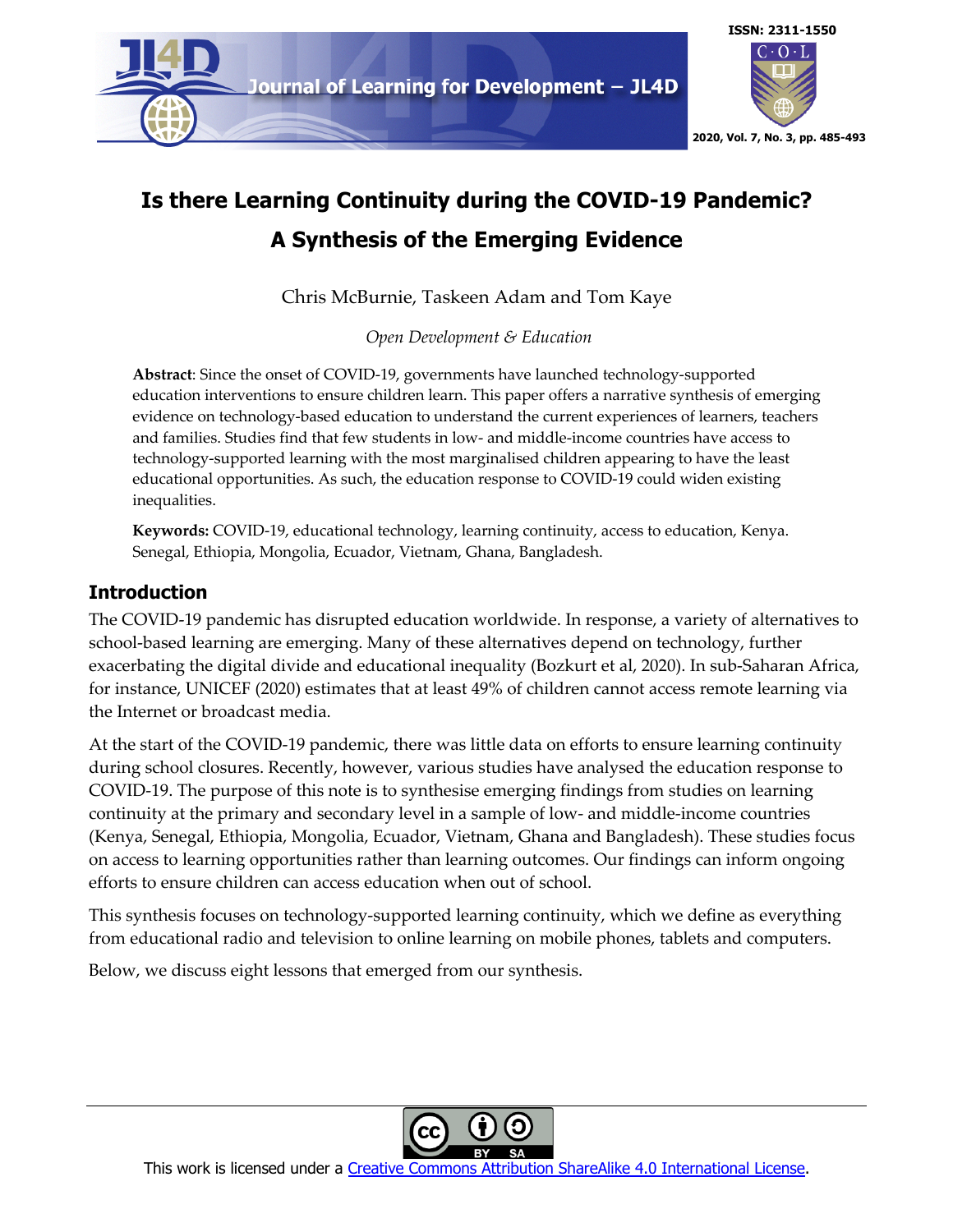# Is there Learning Continuity during the COVID-19 Pandemic? A Synthesis of the Emerging Evidence

Chris McBurnie, Taskeen Adam and Tom Kaye

*Open Development & Education*

**Abstract**: Since the onset of COVID-19, governments have launched technology-supported education interventions to ensure children learn. This paper offers a narrative synthesis of emerging evidence on technology-based education to understand the current experiences of learners, teachers and families. Studies find that few students in low- and middle-income countries have access to technology-supported learning with the most marginalised children appearing to have the least educational opportunities. As such, the education response to COVID-19 could widen existing inequalities.

**Keywords:** COVID-19, educational technology, learning continuity, access to education, Kenya. Senegal, Ethiopia, Mongolia, Ecuador, Vietnam, Ghana, Bangladesh.

## Introduction

The COVID-19 pandemic has disrupted education worldwide. In response, a variety of alternatives to school-based learning are emerging. Many of these alternatives depend on technology, further exacerbating the digital divide and educational inequality (Bozkurt et al, 2020). In sub-Saharan Africa, for instance, UNICEF (2020) estimates that at least 49% of children cannot access remote learning via the Internet or broadcast media.

At the start of the COVID-19 pandemic, there was little data on efforts to ensure learning continuity during school closures. Recently, however, various studies have analysed the education response to COVID-19. The purpose of this note is to synthesise emerging findings from studies on learning continuity at the primary and secondary level in a sample of low- and middle-income countries (Kenya, Senegal, Ethiopia, Mongolia, Ecuador, Vietnam, Ghana and Bangladesh). These studies focus on access to learning opportunities rather than learning outcomes. Our findings can inform ongoing efforts to ensure children can access education when out of school.

This synthesis focuses on technology-supported learning continuity, which we define as everything from educational radio and television to online learning on mobile phones, tablets and computers.

Below, we discuss eight lessons that emerged from our synthesis.

This work is licensed under a Creative Commons Attribution ShareAlike 4.0 International License.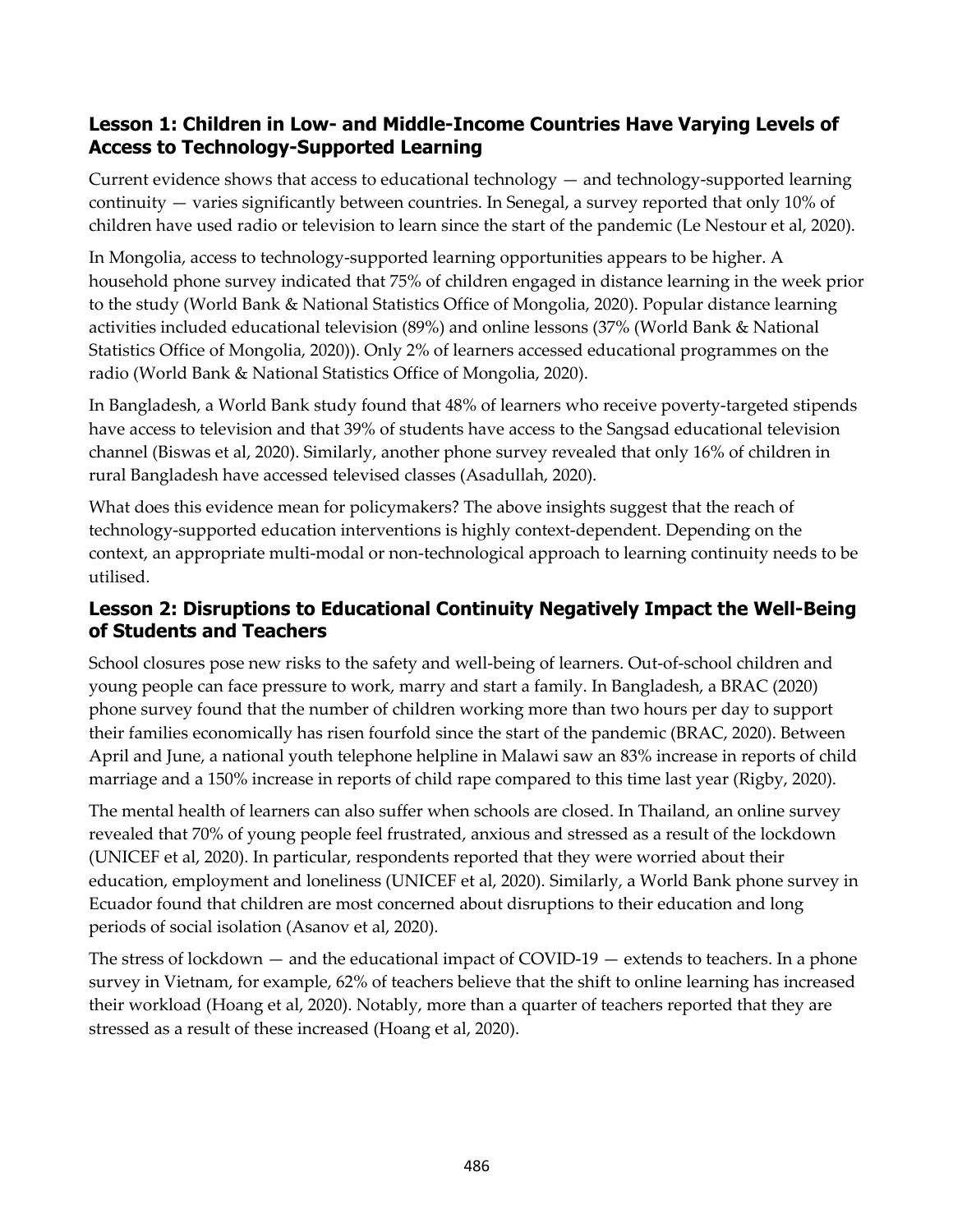## Lesson 1: Children in Low- and Middle-Income Countries Have Varying Levels of Access to Technology-Supported Learning

Current evidence shows that access to educational technology — and technology-supported learning continuity — varies significantly between countries. In Senegal, a survey reported that only 10% of children have used radio or television to learn since the start of the pandemic (Le Nestour et al, 2020).

In Mongolia, access to technology-supported learning opportunities appears to be higher. A household phone survey indicated that 75% of children engaged in distance learning in the week prior to the study (World Bank & National Statistics Office of Mongolia, 2020). Popular distance learning activities included educational television (89%) and online lessons (37% (World Bank & National Statistics Office of Mongolia, 2020)). Only 2% of learners accessed educational programmes on the radio (World Bank & National Statistics Office of Mongolia, 2020).

In Bangladesh, a World Bank study found that 48% of learners who receive poverty-targeted stipends have access to television and that 39% of students have access to the Sangsad educational television channel (Biswas et al, 2020). Similarly, another phone survey revealed that only 16% of children in rural Bangladesh have accessed televised classes (Asadullah, 2020).

What does this evidence mean for policymakers? The above insights suggest that the reach of technology-supported education interventions is highly context-dependent. Depending on the context, an appropriate multi-modal or non-technological approach to learning continuity needs to be utilised.

## Lesson 2: Disruptions to Educational Continuity Negatively Impact the Well-Being of Students and Teachers

School closures pose new risks to the safety and well-being of learners. Out-of-school children and young people can face pressure to work, marry and start a family. In Bangladesh, a BRAC (2020) phone survey found that the number of children working more than two hours per day to support their families economically has risen fourfold since the start of the pandemic (BRAC, 2020). Between April and June, a national youth telephone helpline in Malawi saw an 83% increase in reports of child marriage and a 150% increase in reports of child rape compared to this time last year (Rigby, 2020).

The mental health of learners can also suffer when schools are closed. In Thailand, an online survey revealed that 70% of young people feel frustrated, anxious and stressed as a result of the lockdown (UNICEF et al, 2020). In particular, respondents reported that they were worried about their education, employment and loneliness (UNICEF et al, 2020). Similarly, a World Bank phone survey in Ecuador found that children are most concerned about disruptions to their education and long periods of social isolation (Asanov et al, 2020).

The stress of lockdown — and the educational impact of COVID-19 — extends to teachers. In a phone survey in Vietnam, for example, 62% of teachers believe that the shift to online learning has increased their workload (Hoang et al, 2020). Notably, more than a quarter of teachers reported that they are stressed as a result of these increased (Hoang et al, 2020).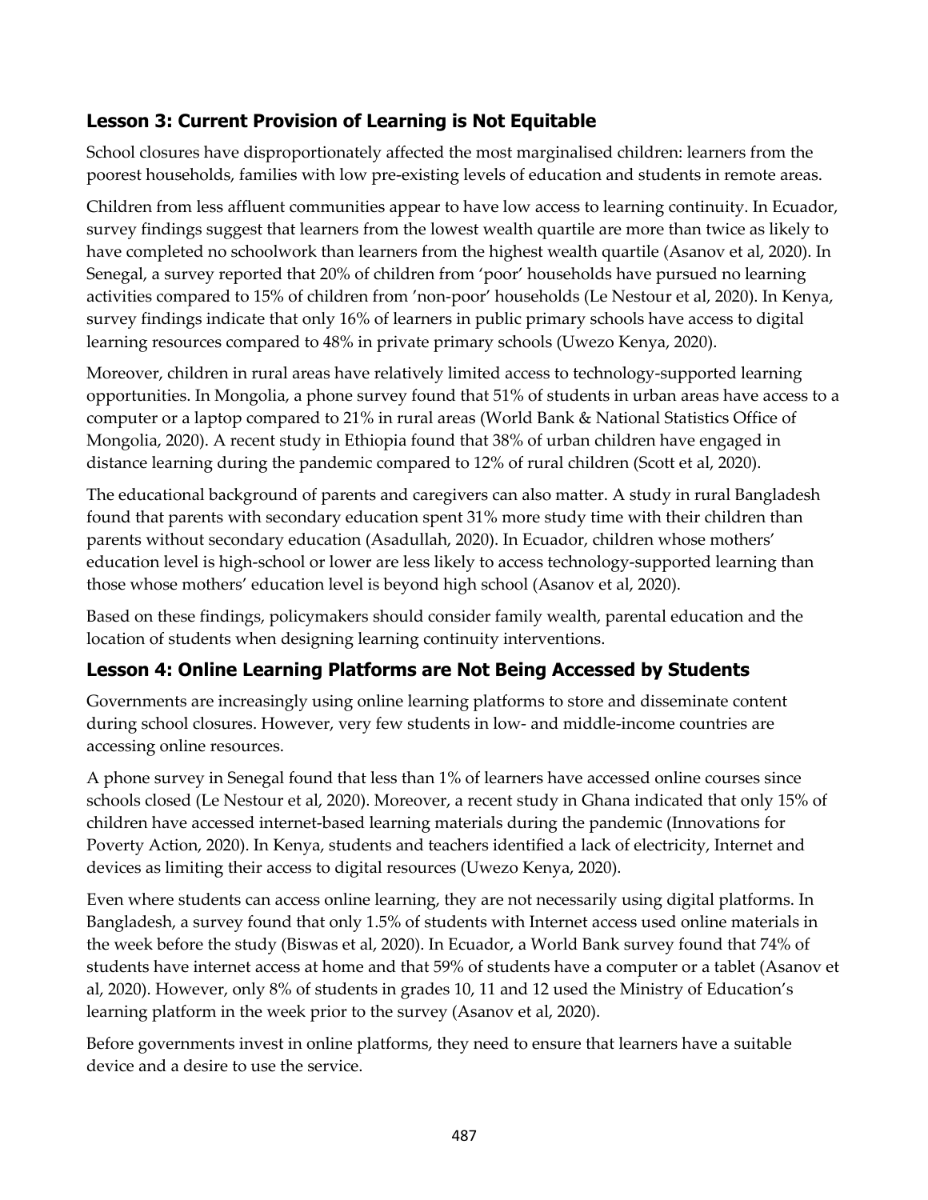## Lesson 3: Current Provision of Learning is Not Equitable

School closures have disproportionately affected the most marginalised children: learners from the poorest households, families with low pre-existing levels of education and students in remote areas.

Children from less affluent communities appear to have low access to learning continuity. In Ecuador, survey findings suggest that learners from the lowest wealth quartile are more than twice as likely to have completed no schoolwork than learners from the highest wealth quartile (Asanov et al, 2020). In Senegal, a survey reported that 20% of children from 'poor' households have pursued no learning activities compared to 15% of children from 'non-poor' households (Le Nestour et al, 2020). In Kenya, survey findings indicate that only 16% of learners in public primary schools have access to digital learning resources compared to 48% in private primary schools (Uwezo Kenya, 2020).

Moreover, children in rural areas have relatively limited access to technology-supported learning opportunities. In Mongolia, a phone survey found that 51% of students in urban areas have access to a computer or a laptop compared to 21% in rural areas (World Bank & National Statistics Office of Mongolia, 2020). A recent study in Ethiopia found that 38% of urban children have engaged in distance learning during the pandemic compared to 12% of rural children (Scott et al, 2020).

The educational background of parents and caregivers can also matter. A study in rural Bangladesh found that parents with secondary education spent 31% more study time with their children than parents without secondary education (Asadullah, 2020). In Ecuador, children whose mothers' education level is high-school or lower are less likely to access technology-supported learning than those whose mothers' education level is beyond high school (Asanov et al, 2020).

Based on these findings, policymakers should consider family wealth, parental education and the location of students when designing learning continuity interventions.

## Lesson 4: Online Learning Platforms are Not Being Accessed by Students

Governments are increasingly using online learning platforms to store and disseminate content during school closures. However, very few students in low- and middle-income countries are accessing online resources.

A phone survey in Senegal found that less than 1% of learners have accessed online courses since schools closed (Le Nestour et al, 2020). Moreover, a recent study in Ghana indicated that only 15% of children have accessed internet-based learning materials during the pandemic (Innovations for Poverty Action, 2020). In Kenya, students and teachers identified a lack of electricity, Internet and devices as limiting their access to digital resources (Uwezo Kenya, 2020).

Even where students can access online learning, they are not necessarily using digital platforms. In Bangladesh, a survey found that only 1.5% of students with Internet access used online materials in the week before the study (Biswas et al, 2020). In Ecuador, a World Bank survey found that 74% of students have internet access at home and that 59% of students have a computer or a tablet (Asanov et al, 2020). However, only 8% of students in grades 10, 11 and 12 used the Ministry of Education's learning platform in the week prior to the survey (Asanov et al, 2020).

Before governments invest in online platforms, they need to ensure that learners have a suitable device and a desire to use the service.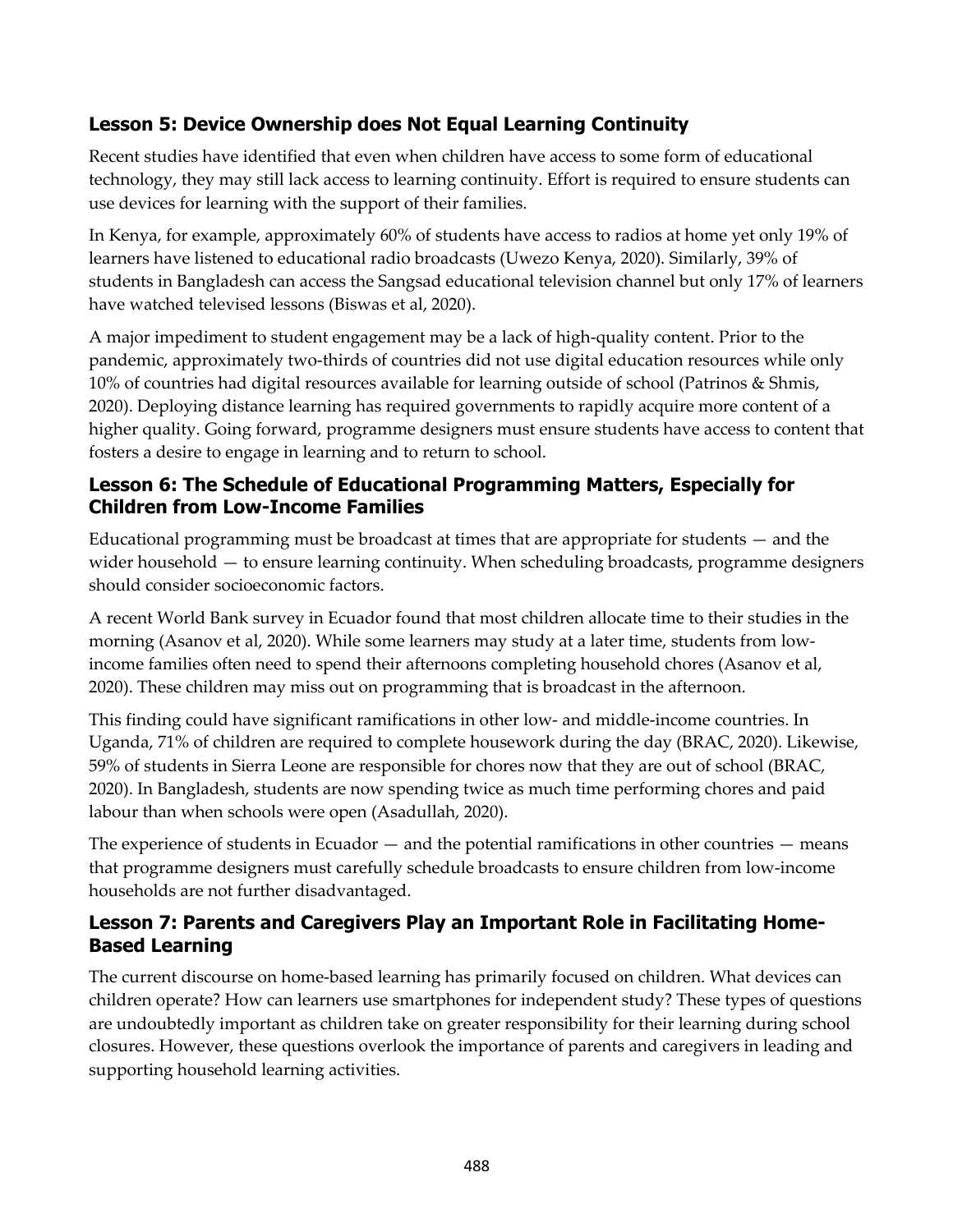### Lesson 5: Device Ownership does Not Equal Learning Continuity

Recent studies have identified that even when children have access to some form of educational technology, they may still lack access to learning continuity. Effort is required to ensure students can use devices for learning with the support of their families.

In Kenya, for example, approximately 60% of students have access to radios at home yet only 19% of learners have listened to educational radio broadcasts (Uwezo Kenya, 2020). Similarly, 39% of students in Bangladesh can access the Sangsad educational television channel but only 17% of learners have watched televised lessons (Biswas et al, 2020).

A major impediment to student engagement may be a lack of high-quality content. Prior to the pandemic, approximately two-thirds of countries did not use digital education resources while only 10% of countries had digital resources available for learning outside of school (Patrinos & Shmis, 2020). Deploying distance learning has required governments to rapidly acquire more content of a higher quality. Going forward, programme designers must ensure students have access to content that fosters a desire to engage in learning and to return to school.

### Lesson 6: The Schedule of Educational Programming Matters, Especially for Children from Low-Income Families

Educational programming must be broadcast at times that are appropriate for students — and the wider household — to ensure learning continuity. When scheduling broadcasts, programme designers should consider socioeconomic factors.

A recent World Bank survey in Ecuador found that most children allocate time to their studies in the morning (Asanov et al, 2020). While some learners may study at a later time, students from low-income families often need to spend their afternoons completing household chores (Asanov et al, 2020). These children may miss out on programming that is broadcast in the afternoon.

This finding could have significant ramifications in other low- and middle-income countries. In Uganda, 71% of children are required to complete housework during the day (BRAC, 2020). Likewise, 59% of students in Sierra Leone are responsible for chores now that they are out of school (BRAC, 2020). In Bangladesh, students are now spending twice as much time performing chores and paid labour than when schools were open (Asadullah, 2020).

The experience of students in Ecuador — and the potential ramifications in other countries — means that programme designers must carefully schedule broadcasts to ensure children from low-income households are not further disadvantaged.

### Lesson 7: Parents and Caregivers Play an Important Role in Facilitating Home-Based Learning

The current discourse on home-based learning has primarily focused on children. What devices can children operate? How can learners use smartphones for independent study? These types of questions are undoubtedly important as children take on greater responsibility for their learning during school closures. However, these questions overlook the importance of parents and caregivers in leading and supporting household learning activities.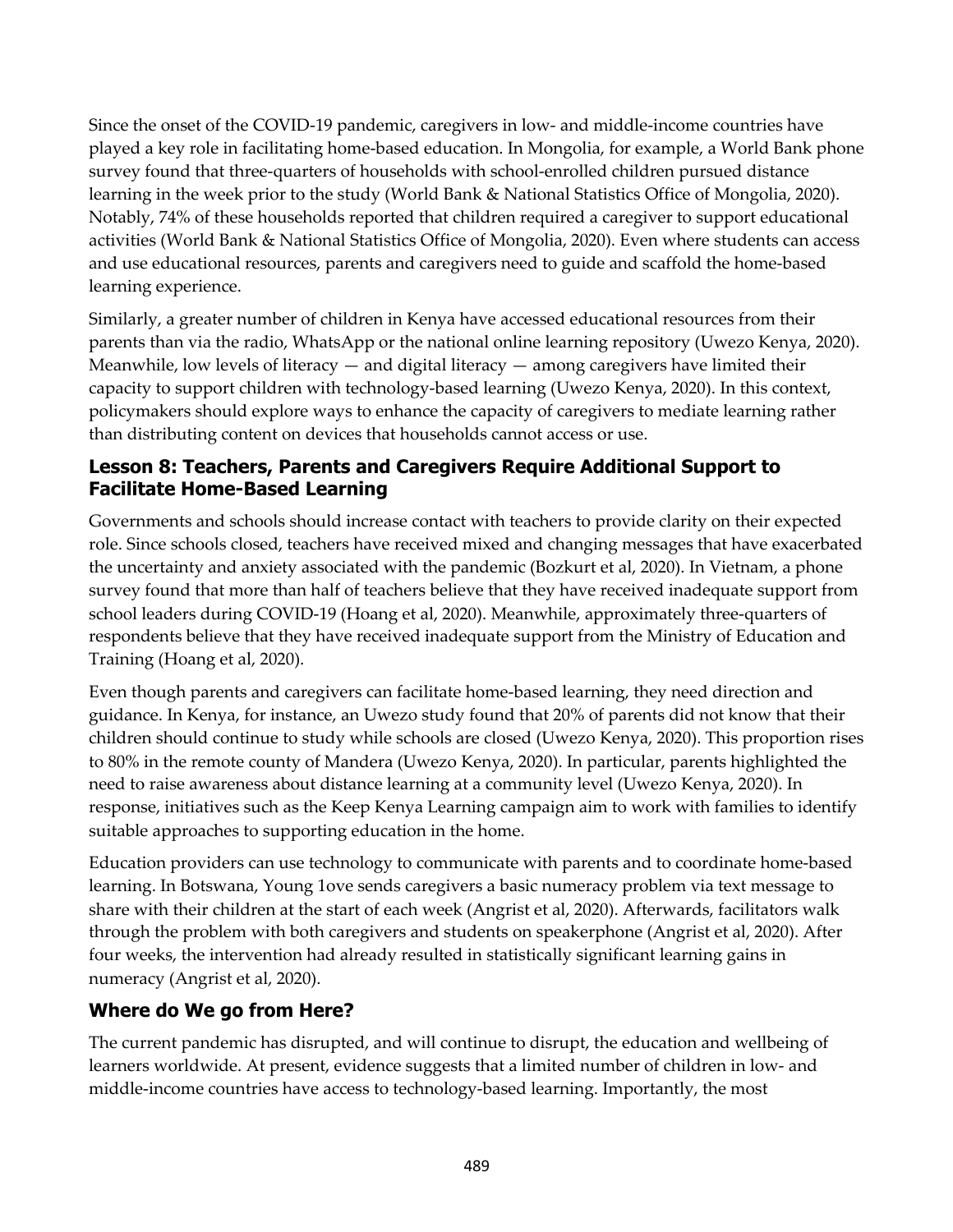Since the onset of the COVID-19 pandemic, caregivers in low- and middle-income countries have played a key role in facilitating home-based education. In Mongolia, for example, a World Bank phone survey found that three-quarters of households with school-enrolled children pursued distance learning in the week prior to the study (World Bank & National Statistics Office of Mongolia, 2020). Notably, 74% of these households reported that children required a caregiver to support educational activities (World Bank & National Statistics Office of Mongolia, 2020). Even where students can access and use educational resources, parents and caregivers need to guide and scaffold the home-based learning experience.

Similarly, a greater number of children in Kenya have accessed educational resources from their parents than via the radio, WhatsApp or the national online learning repository (Uwezo Kenya, 2020). Meanwhile, low levels of literacy — and digital literacy — among caregivers have limited their capacity to support children with technology-based learning (Uwezo Kenya, 2020). In this context, policymakers should explore ways to enhance the capacity of caregivers to mediate learning rather than distributing content on devices that households cannot access or use.

### Lesson 8: Teachers, Parents and Caregivers Require Additional Support to Facilitate Home-Based Learning

Governments and schools should increase contact with teachers to provide clarity on their expected role. Since schools closed, teachers have received mixed and changing messages that have exacerbated the uncertainty and anxiety associated with the pandemic (Bozkurt et al, 2020). In Vietnam, a phone survey found that more than half of teachers believe that they have received inadequate support from school leaders during COVID-19 (Hoang et al, 2020). Meanwhile, approximately three-quarters of respondents believe that they have received inadequate support from the Ministry of Education and Training (Hoang et al, 2020).

Even though parents and caregivers can facilitate home-based learning, they need direction and guidance. In Kenya, for instance, an Uwezo study found that 20% of parents did not know that their children should continue to study while schools are closed (Uwezo Kenya, 2020). This proportion rises to 80% in the remote county of Mandera (Uwezo Kenya, 2020). In particular, parents highlighted the need to raise awareness about distance learning at a community level (Uwezo Kenya, 2020). In response, initiatives such as the Keep Kenya Learning campaign aim to work with families to identify suitable approaches to supporting education in the home.

Education providers can use technology to communicate with parents and to coordinate home-based learning. In Botswana, Young 1ove sends caregivers a basic numeracy problem via text message to share with their children at the start of each week (Angrist et al, 2020). Afterwards, facilitators walk through the problem with both caregivers and students on speakerphone (Angrist et al, 2020). After four weeks, the intervention had already resulted in statistically significant learning gains in numeracy (Angrist et al, 2020).

## Where do We go from Here?

The current pandemic has disrupted, and will continue to disrupt, the education and wellbeing of learners worldwide. At present, evidence suggests that a limited number of children in low- and middle-income countries have access to technology-based learning. Importantly, the most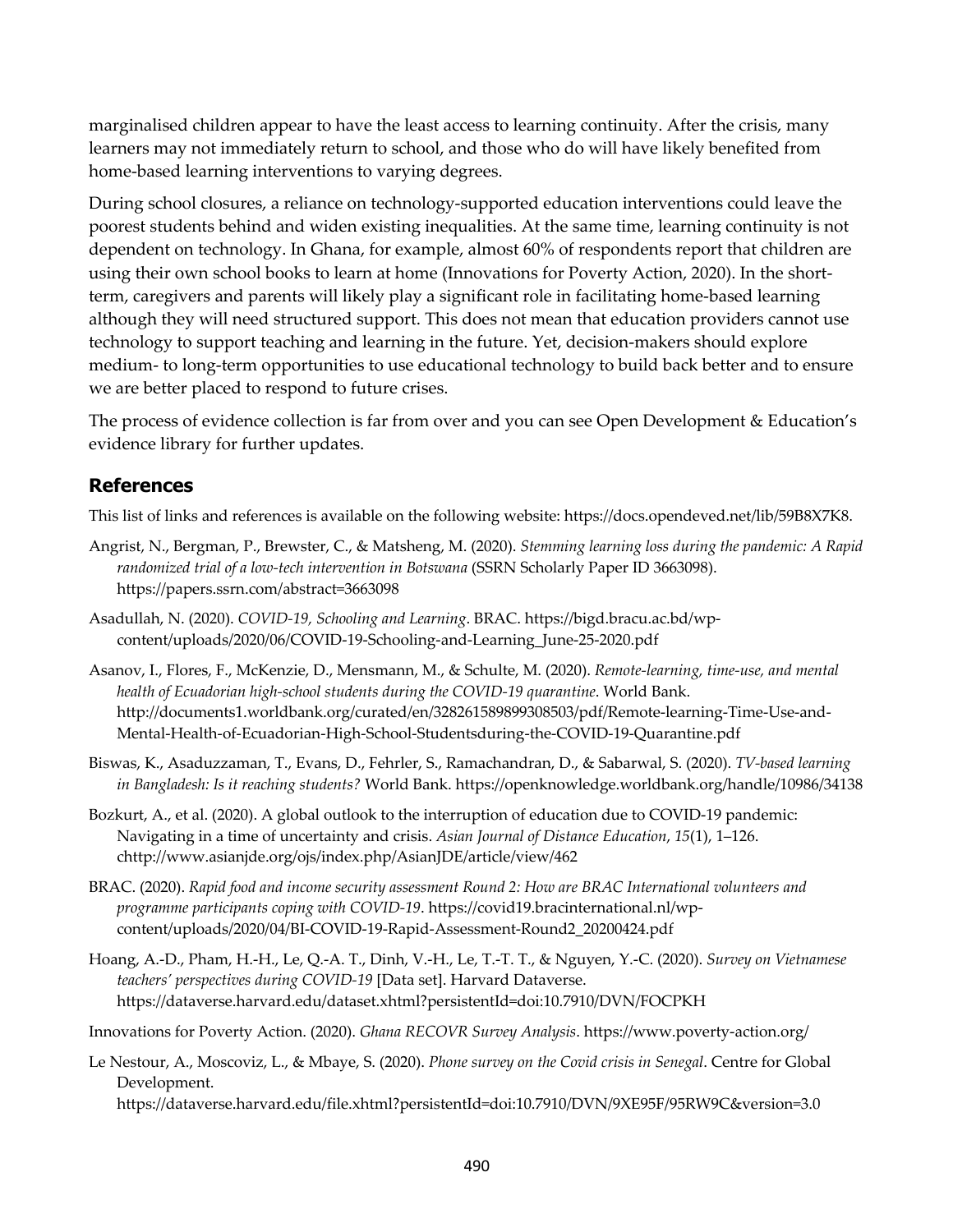marginalised children appear to have the least access to learning continuity. After the crisis, many learners may not immediately return to school, and those who do will have likely benefited from home-based learning interventions to varying degrees.

During school closures, a reliance on technology-supported education interventions could leave the poorest students behind and widen existing inequalities. At the same time, learning continuity is not dependent on technology. In Ghana, for example, almost 60% of respondents report that children are using their own school books to learn at home (Innovations for Poverty Action, 2020). In the short-term, caregivers and parents will likely play a significant role in facilitating home-based learning although they will need structured support. This does not mean that education providers cannot use technology to support teaching and learning in the future. Yet, decision-makers should explore medium- to long-term opportunities to use educational technology to build back better and to ensure we are better placed to respond to future crises.

The process of evidence collection is far from over and you can see Open Development & Education's evidence library for further updates.

## References

This list of links and references is available on the following website: https://docs.opendeved.net/lib/59B8X7K8.

Angrist, N., Bergman, P., Brewster, C., & Matsheng, M. (2020). *Stemming learning loss during the pandemic: A Rapid randomized trial of a low-tech intervention in Botswana* (SSRN Scholarly Paper ID 3663098). https://papers.ssrn.com/abstract=3663098

Asadullah, N. (2020). *COVID-19, Schooling and Learning*. BRAC. https://bigd.bracu.ac.bd/wp-content/uploads/2020/06/COVID-19-Schooling-and-Learning_June-25-2020.pdf

Asanov, I., Flores, F., McKenzie, D., Mensmann, M., & Schulte, M. (2020). *Remote-learning, time-use, and mental health of Ecuadorian high-school students during the COVID-19 quarantine*. World Bank. http://documents1.worldbank.org/curated/en/328261589899308503/pdf/Remote-learning-Time-Use-and-Mental-Health-of-Ecuadorian-High-School-Studentsduring-the-COVID-19-Quarantine.pdf

Biswas, K., Asaduzzaman, T., Evans, D., Fehrler, S., Ramachandran, D., & Sabarwal, S. (2020). *TV-based learning in Bangladesh: Is it reaching students?* World Bank. https://openknowledge.worldbank.org/handle/10986/34138

Bozkurt, A., et al. (2020). A global outlook to the interruption of education due to COVID-19 pandemic: Navigating in a time of uncertainty and crisis. *Asian Journal of Distance Education*, *15*(1), 1–126. chttp://www.asianjde.org/ojs/index.php/AsianJDE/article/view/462

BRAC. (2020). *Rapid food and income security assessment Round 2: How are BRAC International volunteers and programme participants coping with COVID-19*. https://covid19.bracinternational.nl/wp-content/uploads/2020/04/BI-COVID-19-Rapid-Assessment-Round2_20200424.pdf

Hoang, A.-D., Pham, H.-H., Le, Q.-A. T., Dinh, V.-H., Le, T.-T. T., & Nguyen, Y.-C. (2020). *Survey on Vietnamese teachers' perspectives during COVID-19* [Data set]. Harvard Dataverse. https://dataverse.harvard.edu/dataset.xhtml?persistentId=doi:10.7910/DVN/FOCPKH

Innovations for Poverty Action. (2020). *Ghana RECOVR Survey Analysis*. https://www.poverty-action.org/

Le Nestour, A., Moscoviz, L., & Mbaye, S. (2020). *Phone survey on the Covid crisis in Senegal*. Centre for Global Development. https://dataverse.harvard.edu/file.xhtml?persistentId=doi:10.7910/DVN/9XE95F/95RW9C&version=3.0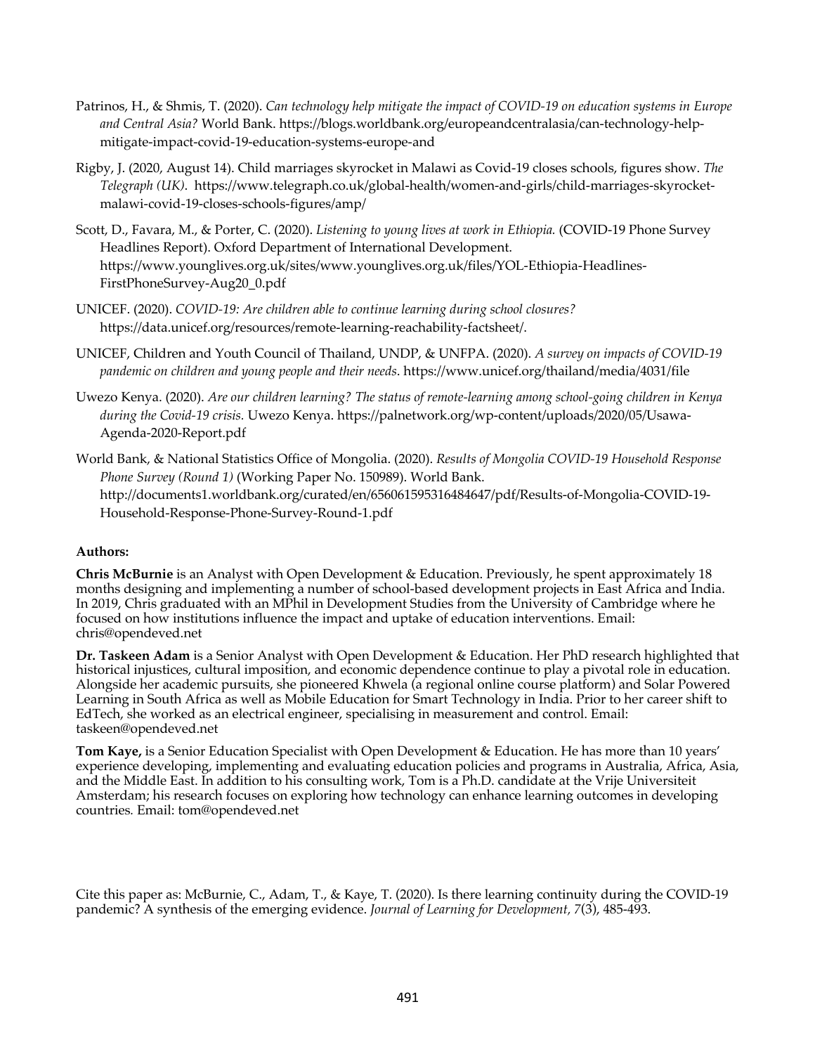Patrinos, H., & Shmis, T. (2020). *Can technology help mitigate the impact of COVID-19 on education systems in Europe and Central Asia?* World Bank. https://blogs.worldbank.org/europeandcentralasia/can-technology-help-mitigate-impact-covid-19-education-systems-europe-and

Rigby, J. (2020, August 14). Child marriages skyrocket in Malawi as Covid-19 closes schools, figures show. *The Telegraph (UK)*. https://www.telegraph.co.uk/global-health/women-and-girls/child-marriages-skyrocket-malawi-covid-19-closes-schools-figures/amp/

Scott, D., Favara, M., & Porter, C. (2020). *Listening to young lives at work in Ethiopia.* (COVID-19 Phone Survey Headlines Report). Oxford Department of International Development. https://www.younglives.org.uk/sites/www.younglives.org.uk/files/YOL-Ethiopia-Headlines-FirstPhoneSurvey-Aug20_0.pdf

UNICEF. (2020). *COVID-19: Are children able to continue learning during school closures?* https://data.unicef.org/resources/remote-learning-reachability-factsheet/.

UNICEF, Children and Youth Council of Thailand, UNDP, & UNFPA. (2020). *A survey on impacts of COVID-19 pandemic on children and young people and their needs*. https://www.unicef.org/thailand/media/4031/file

Uwezo Kenya. (2020). *Are our children learning? The status of remote-learning among school-going children in Kenya during the Covid-19 crisis.* Uwezo Kenya. https://palnetwork.org/wp-content/uploads/2020/05/Usawa-Agenda-2020-Report.pdf

World Bank, & National Statistics Office of Mongolia. (2020). *Results of Mongolia COVID-19 Household Response Phone Survey (Round 1)* (Working Paper No. 150989). World Bank. http://documents1.worldbank.org/curated/en/656061595316484647/pdf/Results-of-Mongolia-COVID-19-Household-Response-Phone-Survey-Round-1.pdf

**Authors:**

**Chris McBurnie** is an Analyst with Open Development & Education. Previously, he spent approximately 18 months designing and implementing a number of school-based development projects in East Africa and India. In 2019, Chris graduated with an MPhil in Development Studies from the University of Cambridge where he focused on how institutions influence the impact and uptake of education interventions. Email: chris@opendeved.net

**Dr. Taskeen Adam** is a Senior Analyst with Open Development & Education. Her PhD research highlighted that historical injustices, cultural imposition, and economic dependence continue to play a pivotal role in education. Alongside her academic pursuits, she pioneered Khwela (a regional online course platform) and Solar Powered Learning in South Africa as well as Mobile Education for Smart Technology in India. Prior to her career shift to EdTech, she worked as an electrical engineer, specialising in measurement and control. Email: taskeen@opendeved.net

**Tom Kaye,** is a Senior Education Specialist with Open Development & Education. He has more than 10 years' experience developing, implementing and evaluating education policies and programs in Australia, Africa, Asia, and the Middle East. In addition to his consulting work, Tom is a Ph.D. candidate at the Vrije Universiteit Amsterdam; his research focuses on exploring how technology can enhance learning outcomes in developing countries. Email: tom@opendeved.net

Cite this paper as: McBurnie, C., Adam, T., & Kaye, T. (2020). Is there learning continuity during the COVID-19 pandemic? A synthesis of the emerging evidence. *Journal of Learning for Development, 7*(3), 485-493.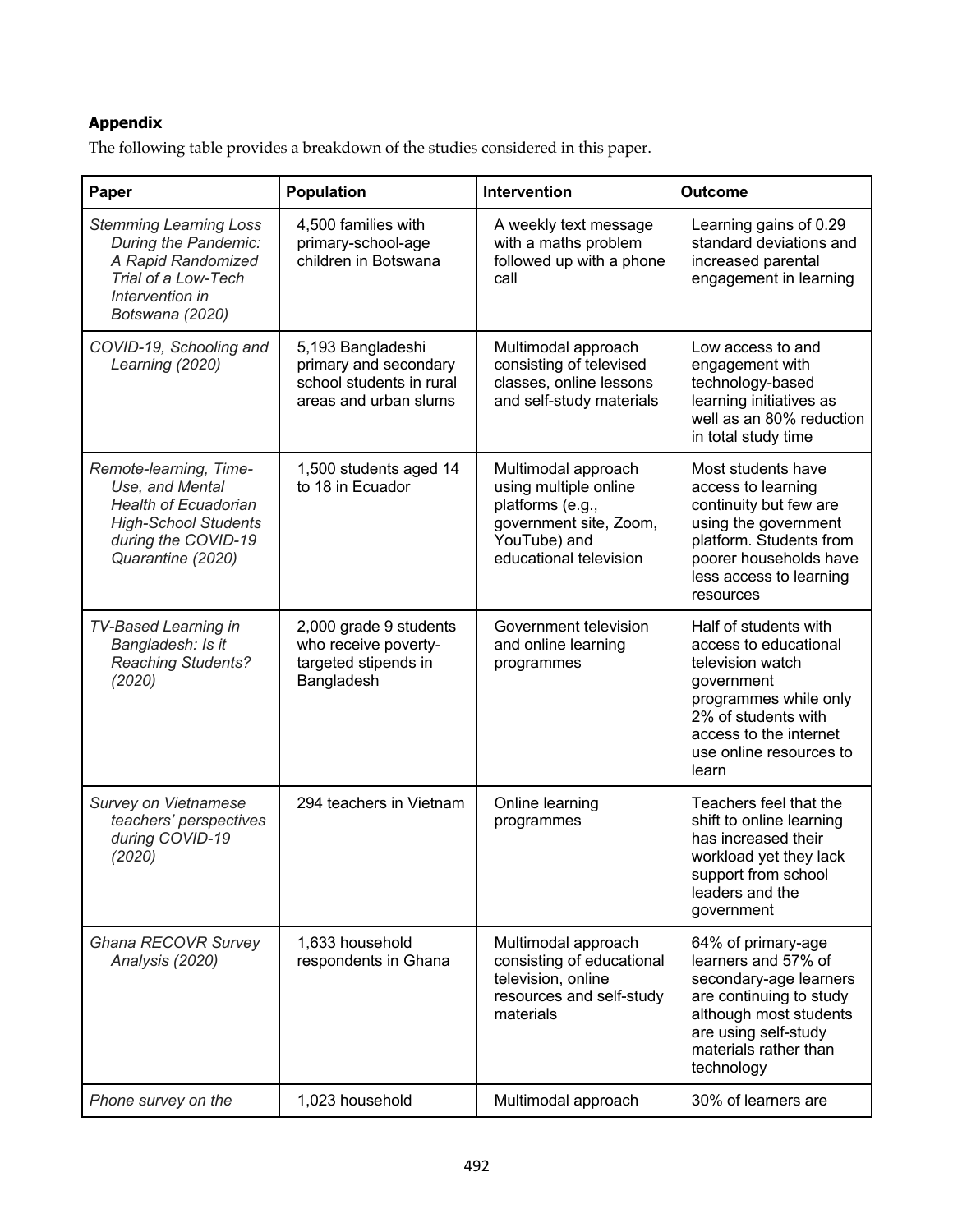## Appendix

The following table provides a breakdown of the studies considered in this paper.

| Paper | Population | Intervention | Outcome |
|---|---|---|---|
| *Stemming Learning Loss During the Pandemic: A Rapid Randomized Trial of a Low-Tech Intervention in Botswana (2020)* | 4,500 families with primary-school-age children in Botswana | A weekly text message with a maths problem followed up with a phone call | Learning gains of 0.29 standard deviations and increased parental engagement in learning |
| *COVID-19, Schooling and Learning (2020)* | 5,193 Bangladeshi primary and secondary school students in rural areas and urban slums | Multimodal approach consisting of televised classes, online lessons and self-study materials | Low access to and engagement with technology-based learning initiatives as well as an 80% reduction in total study time |
| *Remote-learning, Time-Use, and Mental Health of Ecuadorian High-School Students during the COVID-19 Quarantine (2020)* | 1,500 students aged 14 to 18 in Ecuador | Multimodal approach using multiple online platforms (e.g., government site, Zoom, YouTube) and educational television | Most students have access to learning continuity but few are using the government platform. Students from poorer households have less access to learning resources |
| *TV-Based Learning in Bangladesh: Is it Reaching Students? (2020)* | 2,000 grade 9 students who receive poverty-targeted stipends in Bangladesh | Government television and online learning programmes | Half of students with access to educational television watch government programmes while only 2% of students with access to the internet use online resources to learn |
| *Survey on Vietnamese teachers' perspectives during COVID-19 (2020)* | 294 teachers in Vietnam | Online learning programmes | Teachers feel that the shift to online learning has increased their workload yet they lack support from school leaders and the government |
| *Ghana RECOVR Survey Analysis (2020)* | 1,633 household respondents in Ghana | Multimodal approach consisting of educational television, online resources and self-study materials | 64% of primary-age learners and 57% of secondary-age learners are continuing to study although most students are using self-study materials rather than technology |
| *Phone survey on the* | 1,023 household | Multimodal approach | 30% of learners are |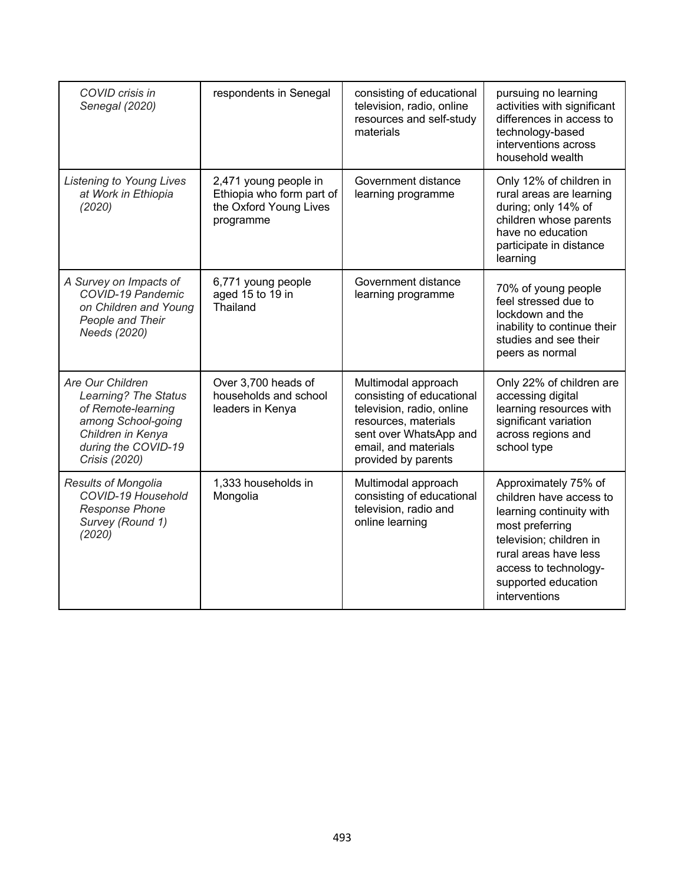| | | | |
|---|---|---|---|
| *COVID crisis in Senegal (2020)* | respondents in Senegal | consisting of educational television, radio, online resources and self-study materials | pursuing no learning activities with significant differences in access to technology-based interventions across household wealth |
| *Listening to Young Lives at Work in Ethiopia (2020)* | 2,471 young people in Ethiopia who form part of the Oxford Young Lives programme | Government distance learning programme | Only 12% of children in rural areas are learning during; only 14% of children whose parents have no education participate in distance learning |
| *A Survey on Impacts of COVID-19 Pandemic on Children and Young People and Their Needs (2020)* | 6,771 young people aged 15 to 19 in Thailand | Government distance learning programme | 70% of young people feel stressed due to lockdown and the inability to continue their studies and see their peers as normal |
| *Are Our Children Learning? The Status of Remote-learning among School-going Children in Kenya during the COVID-19 Crisis (2020)* | Over 3,700 heads of households and school leaders in Kenya | Multimodal approach consisting of educational television, radio, online resources, materials sent over WhatsApp and email, and materials provided by parents | Only 22% of children are accessing digital learning resources with significant variation across regions and school type |
| *Results of Mongolia COVID-19 Household Response Phone Survey (Round 1) (2020)* | 1,333 households in Mongolia | Multimodal approach consisting of educational television, radio and online learning | Approximately 75% of children have access to learning continuity with most preferring television; children in rural areas have less access to technology-supported education interventions |